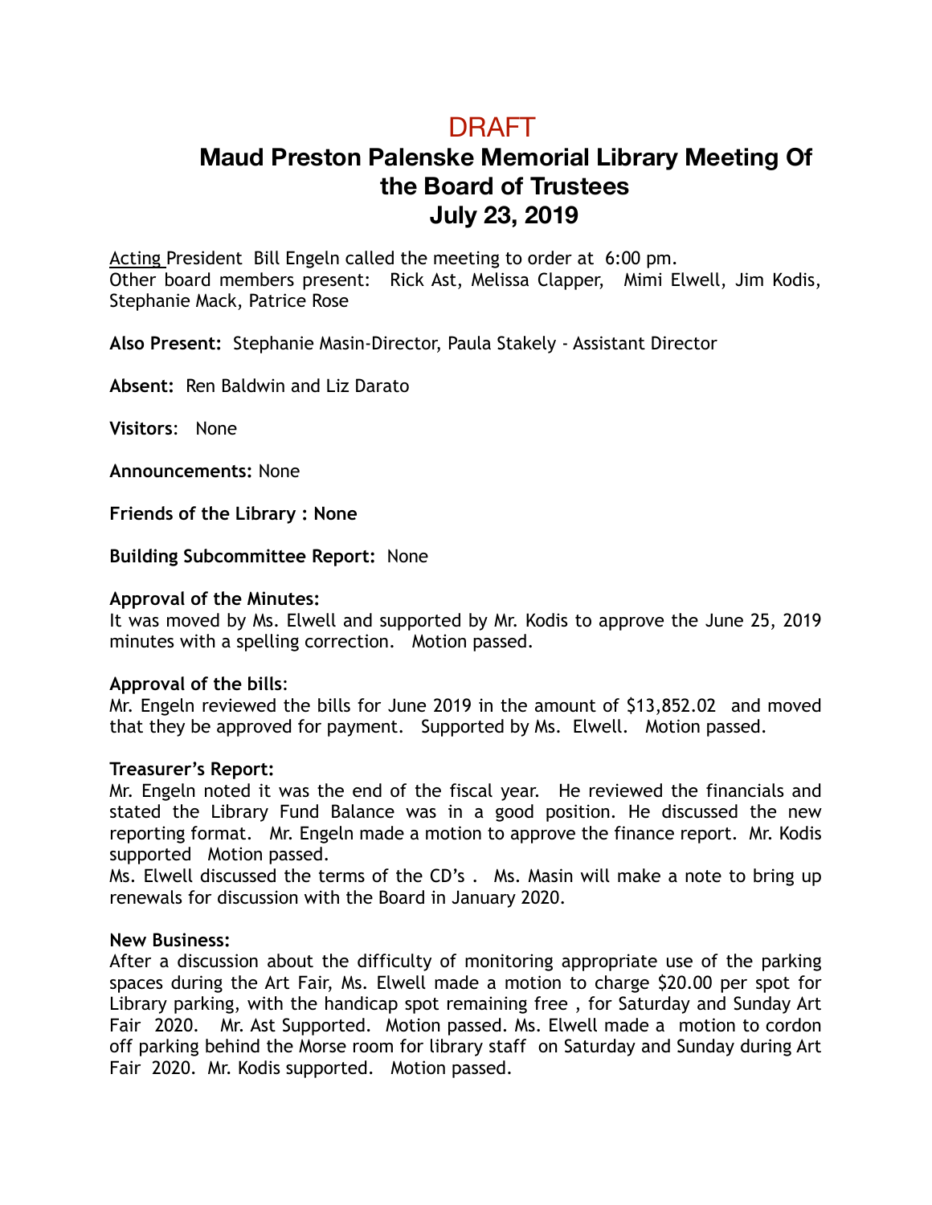DRAFT

# Maud Preston Palenske Memorial Library Meeting Of the Board of Trustees
# July 23, 2019

Acting President Bill Engeln called the meeting to order at 6:00 pm.
Other board members present: Rick Ast, Melissa Clapper, Mimi Elwell, Jim Kodis, Stephanie Mack, Patrice Rose

**Also Present:** Stephanie Masin-Director, Paula Stakely - Assistant Director

**Absent:** Ren Baldwin and Liz Darato

**Visitors**: None

**Announcements:** None

**Friends of the Library : None**

**Building Subcommittee Report:** None

**Approval of the Minutes:**
It was moved by Ms. Elwell and supported by Mr. Kodis to approve the June 25, 2019 minutes with a spelling correction. Motion passed.

**Approval of the bills**:
Mr. Engeln reviewed the bills for June 2019 in the amount of $13,852.02 and moved that they be approved for payment. Supported by Ms. Elwell. Motion passed.

**Treasurer's Report:**
Mr. Engeln noted it was the end of the fiscal year. He reviewed the financials and stated the Library Fund Balance was in a good position. He discussed the new reporting format. Mr. Engeln made a motion to approve the finance report. Mr. Kodis supported Motion passed.
Ms. Elwell discussed the terms of the CD's . Ms. Masin will make a note to bring up renewals for discussion with the Board in January 2020.

**New Business:**
After a discussion about the difficulty of monitoring appropriate use of the parking spaces during the Art Fair, Ms. Elwell made a motion to charge $20.00 per spot for Library parking, with the handicap spot remaining free , for Saturday and Sunday Art Fair 2020. Mr. Ast Supported. Motion passed. Ms. Elwell made a motion to cordon off parking behind the Morse room for library staff on Saturday and Sunday during Art Fair 2020. Mr. Kodis supported. Motion passed.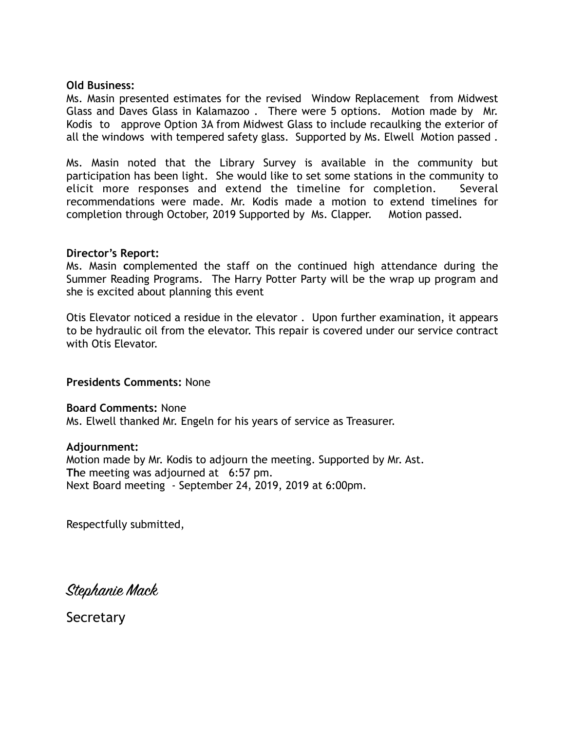**Old Business:**
Ms. Masin presented estimates for the revised Window Replacement from Midwest Glass and Daves Glass in Kalamazoo . There were 5 options. Motion made by Mr. Kodis to approve Option 3A from Midwest Glass to include recaulking the exterior of all the windows with tempered safety glass. Supported by Ms. Elwell Motion passed .

Ms. Masin noted that the Library Survey is available in the community but participation has been light. She would like to set some stations in the community to elicit more responses and extend the timeline for completion. Several recommendations were made. Mr. Kodis made a motion to extend timelines for completion through October, 2019 Supported by Ms. Clapper. Motion passed.

**Director's Report:**
Ms. Masin **c**omplemented the staff on the continued high attendance during the Summer Reading Programs. The Harry Potter Party will be the wrap up program and she is excited about planning this event

Otis Elevator noticed a residue in the elevator . Upon further examination, it appears to be hydraulic oil from the elevator. This repair is covered under our service contract with Otis Elevator.

**Presidents Comments:** None

**Board Comments:** None
Ms. Elwell thanked Mr. Engeln for his years of service as Treasurer.

**Adjournment:**
Motion made by Mr. Kodis to adjourn the meeting. Supported by Mr. Ast.
**Th**e meeting was adjourned at 6:57 pm.
Next Board meeting - September 24, 2019, 2019 at 6:00pm.

Respectfully submitted,

*Stephanie Mack*

Secretary